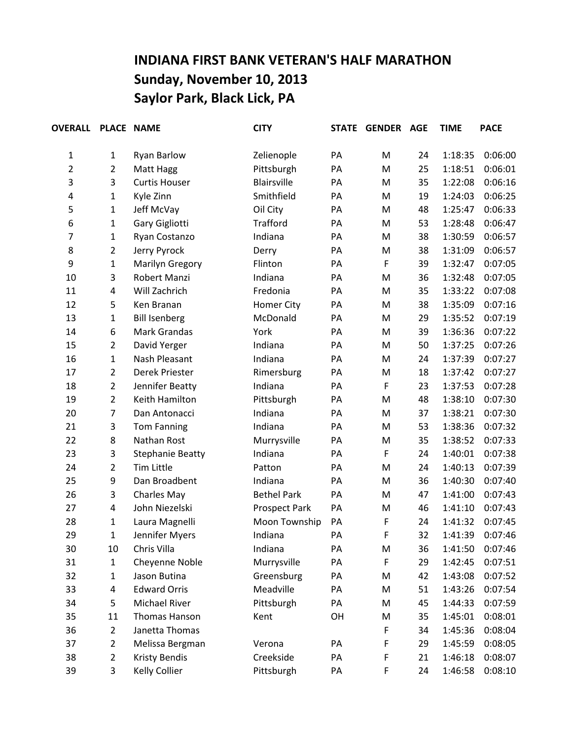# INDIANA FIRST BANK VETERAN'S HALF MARATHON

## Sunday, November 10, 2013

## Saylor Park, Black Lick, PA

| OVERALL | PLACE | NAME | CITY | STATE | GENDER | AGE | TIME | PACE |
|---|---|---|---|---|---|---|---|---|
| 1 | 1 | Ryan Barlow | Zelienople | PA | M | 24 | 1:18:35 | 0:06:00 |
| 2 | 2 | Matt Hagg | Pittsburgh | PA | M | 25 | 1:18:51 | 0:06:01 |
| 3 | 3 | Curtis Houser | Blairsville | PA | M | 35 | 1:22:08 | 0:06:16 |
| 4 | 1 | Kyle Zinn | Smithfield | PA | M | 19 | 1:24:03 | 0:06:25 |
| 5 | 1 | Jeff McVay | Oil City | PA | M | 48 | 1:25:47 | 0:06:33 |
| 6 | 1 | Gary Gigliotti | Trafford | PA | M | 53 | 1:28:48 | 0:06:47 |
| 7 | 1 | Ryan Costanzo | Indiana | PA | M | 38 | 1:30:59 | 0:06:57 |
| 8 | 2 | Jerry Pyrock | Derry | PA | M | 38 | 1:31:09 | 0:06:57 |
| 9 | 1 | Marilyn Gregory | Flinton | PA | F | 39 | 1:32:47 | 0:07:05 |
| 10 | 3 | Robert Manzi | Indiana | PA | M | 36 | 1:32:48 | 0:07:05 |
| 11 | 4 | Will Zachrich | Fredonia | PA | M | 35 | 1:33:22 | 0:07:08 |
| 12 | 5 | Ken Branan | Homer City | PA | M | 38 | 1:35:09 | 0:07:16 |
| 13 | 1 | Bill Isenberg | McDonald | PA | M | 29 | 1:35:52 | 0:07:19 |
| 14 | 6 | Mark Grandas | York | PA | M | 39 | 1:36:36 | 0:07:22 |
| 15 | 2 | David Yerger | Indiana | PA | M | 50 | 1:37:25 | 0:07:26 |
| 16 | 1 | Nash Pleasant | Indiana | PA | M | 24 | 1:37:39 | 0:07:27 |
| 17 | 2 | Derek Priester | Rimersburg | PA | M | 18 | 1:37:42 | 0:07:27 |
| 18 | 2 | Jennifer Beatty | Indiana | PA | F | 23 | 1:37:53 | 0:07:28 |
| 19 | 2 | Keith Hamilton | Pittsburgh | PA | M | 48 | 1:38:10 | 0:07:30 |
| 20 | 7 | Dan Antonacci | Indiana | PA | M | 37 | 1:38:21 | 0:07:30 |
| 21 | 3 | Tom Fanning | Indiana | PA | M | 53 | 1:38:36 | 0:07:32 |
| 22 | 8 | Nathan Rost | Murrysville | PA | M | 35 | 1:38:52 | 0:07:33 |
| 23 | 3 | Stephanie Beatty | Indiana | PA | F | 24 | 1:40:01 | 0:07:38 |
| 24 | 2 | Tim Little | Patton | PA | M | 24 | 1:40:13 | 0:07:39 |
| 25 | 9 | Dan Broadbent | Indiana | PA | M | 36 | 1:40:30 | 0:07:40 |
| 26 | 3 | Charles May | Bethel Park | PA | M | 47 | 1:41:00 | 0:07:43 |
| 27 | 4 | John Niezelski | Prospect Park | PA | M | 46 | 1:41:10 | 0:07:43 |
| 28 | 1 | Laura Magnelli | Moon Township | PA | F | 24 | 1:41:32 | 0:07:45 |
| 29 | 1 | Jennifer Myers | Indiana | PA | F | 32 | 1:41:39 | 0:07:46 |
| 30 | 10 | Chris Villa | Indiana | PA | M | 36 | 1:41:50 | 0:07:46 |
| 31 | 1 | Cheyenne Noble | Murrysville | PA | F | 29 | 1:42:45 | 0:07:51 |
| 32 | 1 | Jason Butina | Greensburg | PA | M | 42 | 1:43:08 | 0:07:52 |
| 33 | 4 | Edward Orris | Meadville | PA | M | 51 | 1:43:26 | 0:07:54 |
| 34 | 5 | Michael River | Pittsburgh | PA | M | 45 | 1:44:33 | 0:07:59 |
| 35 | 11 | Thomas Hanson | Kent | OH | M | 35 | 1:45:01 | 0:08:01 |
| 36 | 2 | Janetta Thomas | | | F | 34 | 1:45:36 | 0:08:04 |
| 37 | 2 | Melissa Bergman | Verona | PA | F | 29 | 1:45:59 | 0:08:05 |
| 38 | 2 | Kristy Bendis | Creekside | PA | F | 21 | 1:46:18 | 0:08:07 |
| 39 | 3 | Kelly Collier | Pittsburgh | PA | F | 24 | 1:46:58 | 0:08:10 |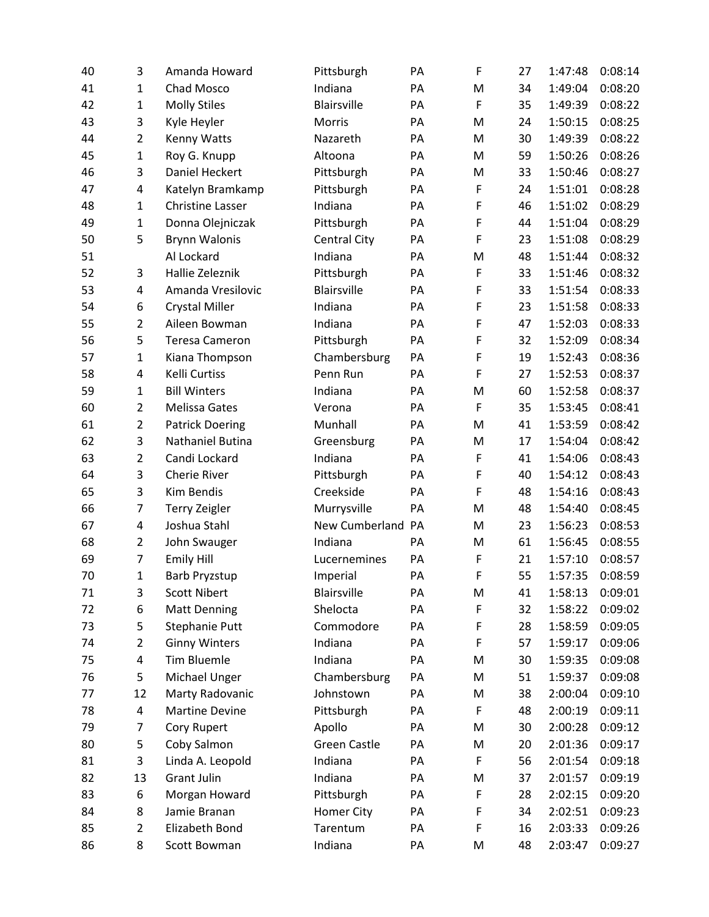| | | | | | | | | |
|---|---|---|---|---|---|---|---|---|
| 40 | 3 | Amanda Howard | Pittsburgh | PA | F | 27 | 1:47:48 | 0:08:14 |
| 41 | 1 | Chad Mosco | Indiana | PA | M | 34 | 1:49:04 | 0:08:20 |
| 42 | 1 | Molly Stiles | Blairsville | PA | F | 35 | 1:49:39 | 0:08:22 |
| 43 | 3 | Kyle Heyler | Morris | PA | M | 24 | 1:50:15 | 0:08:25 |
| 44 | 2 | Kenny Watts | Nazareth | PA | M | 30 | 1:49:39 | 0:08:22 |
| 45 | 1 | Roy G. Knupp | Altoona | PA | M | 59 | 1:50:26 | 0:08:26 |
| 46 | 3 | Daniel Heckert | Pittsburgh | PA | M | 33 | 1:50:46 | 0:08:27 |
| 47 | 4 | Katelyn Bramkamp | Pittsburgh | PA | F | 24 | 1:51:01 | 0:08:28 |
| 48 | 1 | Christine Lasser | Indiana | PA | F | 46 | 1:51:02 | 0:08:29 |
| 49 | 1 | Donna Olejniczak | Pittsburgh | PA | F | 44 | 1:51:04 | 0:08:29 |
| 50 | 5 | Brynn Walonis | Central City | PA | F | 23 | 1:51:08 | 0:08:29 |
| 51 | | Al Lockard | Indiana | PA | M | 48 | 1:51:44 | 0:08:32 |
| 52 | 3 | Hallie Zeleznik | Pittsburgh | PA | F | 33 | 1:51:46 | 0:08:32 |
| 53 | 4 | Amanda Vresilovic | Blairsville | PA | F | 33 | 1:51:54 | 0:08:33 |
| 54 | 6 | Crystal Miller | Indiana | PA | F | 23 | 1:51:58 | 0:08:33 |
| 55 | 2 | Aileen Bowman | Indiana | PA | F | 47 | 1:52:03 | 0:08:33 |
| 56 | 5 | Teresa Cameron | Pittsburgh | PA | F | 32 | 1:52:09 | 0:08:34 |
| 57 | 1 | Kiana Thompson | Chambersburg | PA | F | 19 | 1:52:43 | 0:08:36 |
| 58 | 4 | Kelli Curtiss | Penn Run | PA | F | 27 | 1:52:53 | 0:08:37 |
| 59 | 1 | Bill Winters | Indiana | PA | M | 60 | 1:52:58 | 0:08:37 |
| 60 | 2 | Melissa Gates | Verona | PA | F | 35 | 1:53:45 | 0:08:41 |
| 61 | 2 | Patrick Doering | Munhall | PA | M | 41 | 1:53:59 | 0:08:42 |
| 62 | 3 | Nathaniel Butina | Greensburg | PA | M | 17 | 1:54:04 | 0:08:42 |
| 63 | 2 | Candi Lockard | Indiana | PA | F | 41 | 1:54:06 | 0:08:43 |
| 64 | 3 | Cherie River | Pittsburgh | PA | F | 40 | 1:54:12 | 0:08:43 |
| 65 | 3 | Kim Bendis | Creekside | PA | F | 48 | 1:54:16 | 0:08:43 |
| 66 | 7 | Terry Zeigler | Murrysville | PA | M | 48 | 1:54:40 | 0:08:45 |
| 67 | 4 | Joshua Stahl | New Cumberland | PA | M | 23 | 1:56:23 | 0:08:53 |
| 68 | 2 | John Swauger | Indiana | PA | M | 61 | 1:56:45 | 0:08:55 |
| 69 | 7 | Emily Hill | Lucernemines | PA | F | 21 | 1:57:10 | 0:08:57 |
| 70 | 1 | Barb Pryzstup | Imperial | PA | F | 55 | 1:57:35 | 0:08:59 |
| 71 | 3 | Scott Nibert | Blairsville | PA | M | 41 | 1:58:13 | 0:09:01 |
| 72 | 6 | Matt Denning | Shelocta | PA | F | 32 | 1:58:22 | 0:09:02 |
| 73 | 5 | Stephanie Putt | Commodore | PA | F | 28 | 1:58:59 | 0:09:05 |
| 74 | 2 | Ginny Winters | Indiana | PA | F | 57 | 1:59:17 | 0:09:06 |
| 75 | 4 | Tim Bluemle | Indiana | PA | M | 30 | 1:59:35 | 0:09:08 |
| 76 | 5 | Michael Unger | Chambersburg | PA | M | 51 | 1:59:37 | 0:09:08 |
| 77 | 12 | Marty Radovanic | Johnstown | PA | M | 38 | 2:00:04 | 0:09:10 |
| 78 | 4 | Martine Devine | Pittsburgh | PA | F | 48 | 2:00:19 | 0:09:11 |
| 79 | 7 | Cory Rupert | Apollo | PA | M | 30 | 2:00:28 | 0:09:12 |
| 80 | 5 | Coby Salmon | Green Castle | PA | M | 20 | 2:01:36 | 0:09:17 |
| 81 | 3 | Linda A. Leopold | Indiana | PA | F | 56 | 2:01:54 | 0:09:18 |
| 82 | 13 | Grant Julin | Indiana | PA | M | 37 | 2:01:57 | 0:09:19 |
| 83 | 6 | Morgan Howard | Pittsburgh | PA | F | 28 | 2:02:15 | 0:09:20 |
| 84 | 8 | Jamie Branan | Homer City | PA | F | 34 | 2:02:51 | 0:09:23 |
| 85 | 2 | Elizabeth Bond | Tarentum | PA | F | 16 | 2:03:33 | 0:09:26 |
| 86 | 8 | Scott Bowman | Indiana | PA | M | 48 | 2:03:47 | 0:09:27 |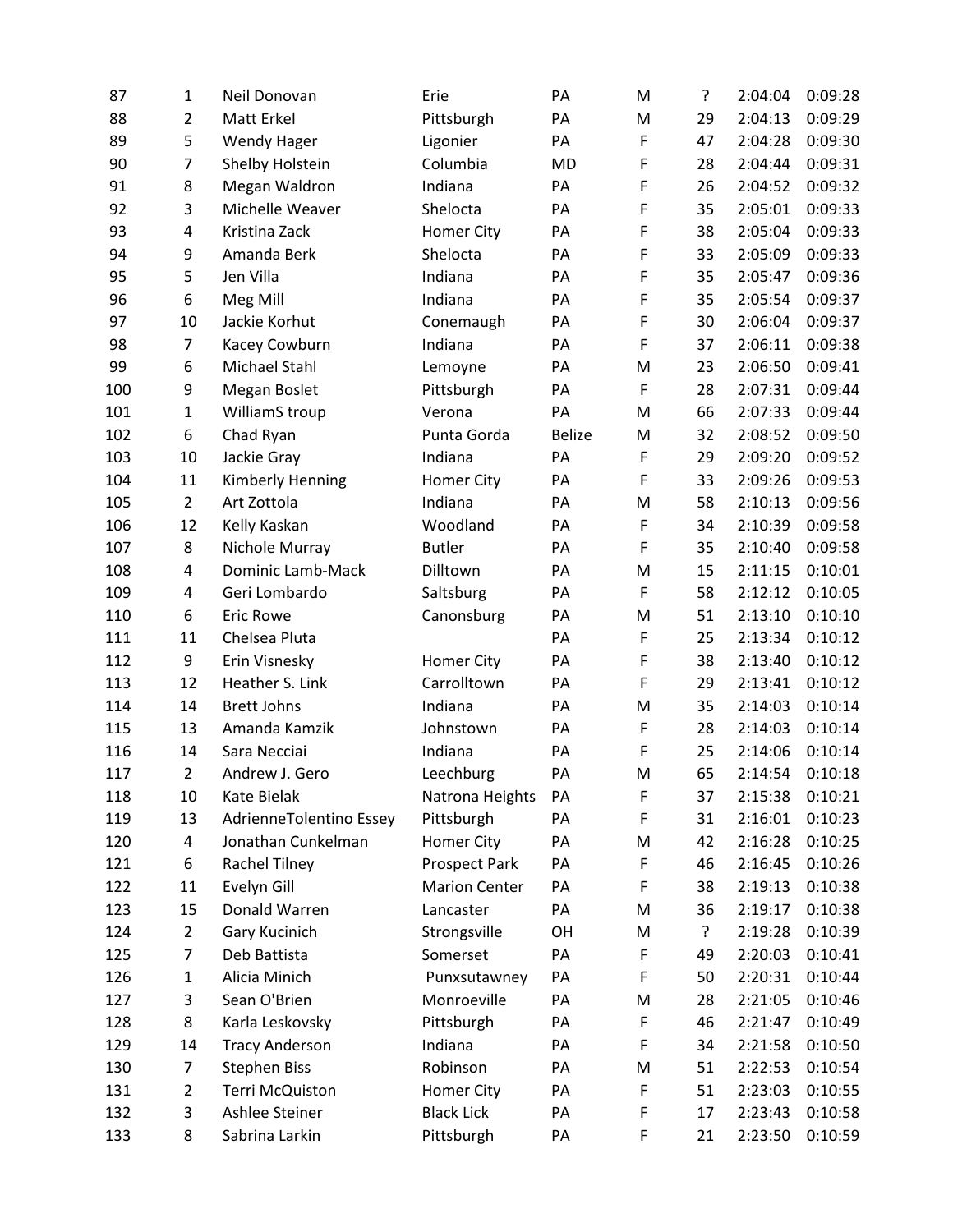| | | | | | | | | |
|---|---|---|---|---|---|---|---|---|
| 87 | 1 | Neil Donovan | Erie | PA | M | ? | 2:04:04 | 0:09:28 |
| 88 | 2 | Matt Erkel | Pittsburgh | PA | M | 29 | 2:04:13 | 0:09:29 |
| 89 | 5 | Wendy Hager | Ligonier | PA | F | 47 | 2:04:28 | 0:09:30 |
| 90 | 7 | Shelby Holstein | Columbia | MD | F | 28 | 2:04:44 | 0:09:31 |
| 91 | 8 | Megan Waldron | Indiana | PA | F | 26 | 2:04:52 | 0:09:32 |
| 92 | 3 | Michelle Weaver | Shelocta | PA | F | 35 | 2:05:01 | 0:09:33 |
| 93 | 4 | Kristina Zack | Homer City | PA | F | 38 | 2:05:04 | 0:09:33 |
| 94 | 9 | Amanda Berk | Shelocta | PA | F | 33 | 2:05:09 | 0:09:33 |
| 95 | 5 | Jen Villa | Indiana | PA | F | 35 | 2:05:47 | 0:09:36 |
| 96 | 6 | Meg Mill | Indiana | PA | F | 35 | 2:05:54 | 0:09:37 |
| 97 | 10 | Jackie Korhut | Conemaugh | PA | F | 30 | 2:06:04 | 0:09:37 |
| 98 | 7 | Kacey Cowburn | Indiana | PA | F | 37 | 2:06:11 | 0:09:38 |
| 99 | 6 | Michael Stahl | Lemoyne | PA | M | 23 | 2:06:50 | 0:09:41 |
| 100 | 9 | Megan Boslet | Pittsburgh | PA | F | 28 | 2:07:31 | 0:09:44 |
| 101 | 1 | WilliamS troup | Verona | PA | M | 66 | 2:07:33 | 0:09:44 |
| 102 | 6 | Chad Ryan | Punta Gorda | Belize | M | 32 | 2:08:52 | 0:09:50 |
| 103 | 10 | Jackie Gray | Indiana | PA | F | 29 | 2:09:20 | 0:09:52 |
| 104 | 11 | Kimberly Henning | Homer City | PA | F | 33 | 2:09:26 | 0:09:53 |
| 105 | 2 | Art Zottola | Indiana | PA | M | 58 | 2:10:13 | 0:09:56 |
| 106 | 12 | Kelly Kaskan | Woodland | PA | F | 34 | 2:10:39 | 0:09:58 |
| 107 | 8 | Nichole Murray | Butler | PA | F | 35 | 2:10:40 | 0:09:58 |
| 108 | 4 | Dominic Lamb-Mack | Dilltown | PA | M | 15 | 2:11:15 | 0:10:01 |
| 109 | 4 | Geri Lombardo | Saltsburg | PA | F | 58 | 2:12:12 | 0:10:05 |
| 110 | 6 | Eric Rowe | Canonsburg | PA | M | 51 | 2:13:10 | 0:10:10 |
| 111 | 11 | Chelsea Pluta | | PA | F | 25 | 2:13:34 | 0:10:12 |
| 112 | 9 | Erin Visnesky | Homer City | PA | F | 38 | 2:13:40 | 0:10:12 |
| 113 | 12 | Heather S. Link | Carrolltown | PA | F | 29 | 2:13:41 | 0:10:12 |
| 114 | 14 | Brett Johns | Indiana | PA | M | 35 | 2:14:03 | 0:10:14 |
| 115 | 13 | Amanda Kamzik | Johnstown | PA | F | 28 | 2:14:03 | 0:10:14 |
| 116 | 14 | Sara Necciai | Indiana | PA | F | 25 | 2:14:06 | 0:10:14 |
| 117 | 2 | Andrew J. Gero | Leechburg | PA | M | 65 | 2:14:54 | 0:10:18 |
| 118 | 10 | Kate Bielak | Natrona Heights | PA | F | 37 | 2:15:38 | 0:10:21 |
| 119 | 13 | AdrienneTolentino Essey | Pittsburgh | PA | F | 31 | 2:16:01 | 0:10:23 |
| 120 | 4 | Jonathan Cunkelman | Homer City | PA | M | 42 | 2:16:28 | 0:10:25 |
| 121 | 6 | Rachel Tilney | Prospect Park | PA | F | 46 | 2:16:45 | 0:10:26 |
| 122 | 11 | Evelyn Gill | Marion Center | PA | F | 38 | 2:19:13 | 0:10:38 |
| 123 | 15 | Donald Warren | Lancaster | PA | M | 36 | 2:19:17 | 0:10:38 |
| 124 | 2 | Gary Kucinich | Strongsville | OH | M | ? | 2:19:28 | 0:10:39 |
| 125 | 7 | Deb Battista | Somerset | PA | F | 49 | 2:20:03 | 0:10:41 |
| 126 | 1 | Alicia Minich | Punxsutawney | PA | F | 50 | 2:20:31 | 0:10:44 |
| 127 | 3 | Sean O'Brien | Monroeville | PA | M | 28 | 2:21:05 | 0:10:46 |
| 128 | 8 | Karla Leskovsky | Pittsburgh | PA | F | 46 | 2:21:47 | 0:10:49 |
| 129 | 14 | Tracy Anderson | Indiana | PA | F | 34 | 2:21:58 | 0:10:50 |
| 130 | 7 | Stephen Biss | Robinson | PA | M | 51 | 2:22:53 | 0:10:54 |
| 131 | 2 | Terri McQuiston | Homer City | PA | F | 51 | 2:23:03 | 0:10:55 |
| 132 | 3 | Ashlee Steiner | Black Lick | PA | F | 17 | 2:23:43 | 0:10:58 |
| 133 | 8 | Sabrina Larkin | Pittsburgh | PA | F | 21 | 2:23:50 | 0:10:59 |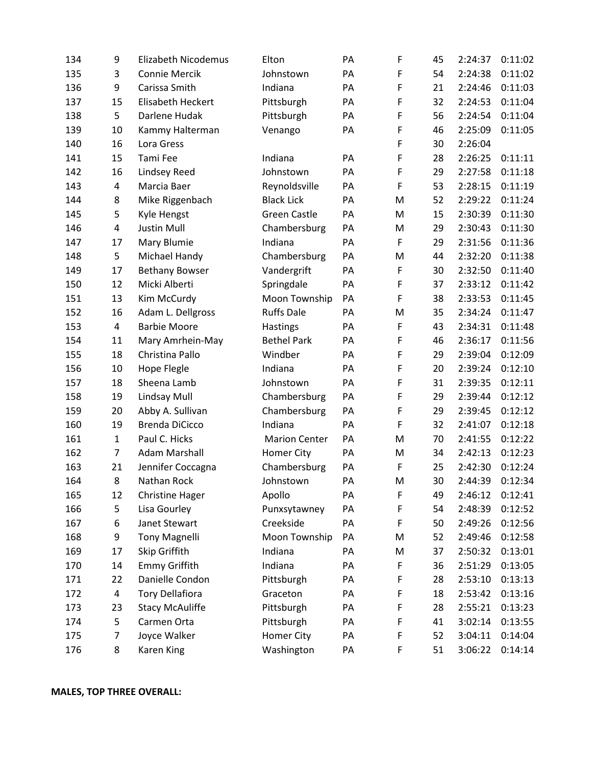| | | | | | | | | |
|---|---|---|---|---|---|---|---|---|
| 134 | 9 | Elizabeth Nicodemus | Elton | PA | F | 45 | 2:24:37 | 0:11:02 |
| 135 | 3 | Connie Mercik | Johnstown | PA | F | 54 | 2:24:38 | 0:11:02 |
| 136 | 9 | Carissa Smith | Indiana | PA | F | 21 | 2:24:46 | 0:11:03 |
| 137 | 15 | Elisabeth Heckert | Pittsburgh | PA | F | 32 | 2:24:53 | 0:11:04 |
| 138 | 5 | Darlene Hudak | Pittsburgh | PA | F | 56 | 2:24:54 | 0:11:04 |
| 139 | 10 | Kammy Halterman | Venango | PA | F | 46 | 2:25:09 | 0:11:05 |
| 140 | 16 | Lora Gress | | | F | 30 | 2:26:04 | |
| 141 | 15 | Tami Fee | Indiana | PA | F | 28 | 2:26:25 | 0:11:11 |
| 142 | 16 | Lindsey Reed | Johnstown | PA | F | 29 | 2:27:58 | 0:11:18 |
| 143 | 4 | Marcia Baer | Reynoldsville | PA | F | 53 | 2:28:15 | 0:11:19 |
| 144 | 8 | Mike Riggenbach | Black Lick | PA | M | 52 | 2:29:22 | 0:11:24 |
| 145 | 5 | Kyle Hengst | Green Castle | PA | M | 15 | 2:30:39 | 0:11:30 |
| 146 | 4 | Justin Mull | Chambersburg | PA | M | 29 | 2:30:43 | 0:11:30 |
| 147 | 17 | Mary Blumie | Indiana | PA | F | 29 | 2:31:56 | 0:11:36 |
| 148 | 5 | Michael Handy | Chambersburg | PA | M | 44 | 2:32:20 | 0:11:38 |
| 149 | 17 | Bethany Bowser | Vandergrift | PA | F | 30 | 2:32:50 | 0:11:40 |
| 150 | 12 | Micki Alberti | Springdale | PA | F | 37 | 2:33:12 | 0:11:42 |
| 151 | 13 | Kim McCurdy | Moon Township | PA | F | 38 | 2:33:53 | 0:11:45 |
| 152 | 16 | Adam L. Dellgross | Ruffs Dale | PA | M | 35 | 2:34:24 | 0:11:47 |
| 153 | 4 | Barbie Moore | Hastings | PA | F | 43 | 2:34:31 | 0:11:48 |
| 154 | 11 | Mary Amrhein-May | Bethel Park | PA | F | 46 | 2:36:17 | 0:11:56 |
| 155 | 18 | Christina Pallo | Windber | PA | F | 29 | 2:39:04 | 0:12:09 |
| 156 | 10 | Hope Flegle | Indiana | PA | F | 20 | 2:39:24 | 0:12:10 |
| 157 | 18 | Sheena Lamb | Johnstown | PA | F | 31 | 2:39:35 | 0:12:11 |
| 158 | 19 | Lindsay Mull | Chambersburg | PA | F | 29 | 2:39:44 | 0:12:12 |
| 159 | 20 | Abby A. Sullivan | Chambersburg | PA | F | 29 | 2:39:45 | 0:12:12 |
| 160 | 19 | Brenda DiCicco | Indiana | PA | F | 32 | 2:41:07 | 0:12:18 |
| 161 | 1 | Paul C. Hicks | Marion Center | PA | M | 70 | 2:41:55 | 0:12:22 |
| 162 | 7 | Adam Marshall | Homer City | PA | M | 34 | 2:42:13 | 0:12:23 |
| 163 | 21 | Jennifer Coccagna | Chambersburg | PA | F | 25 | 2:42:30 | 0:12:24 |
| 164 | 8 | Nathan Rock | Johnstown | PA | M | 30 | 2:44:39 | 0:12:34 |
| 165 | 12 | Christine Hager | Apollo | PA | F | 49 | 2:46:12 | 0:12:41 |
| 166 | 5 | Lisa Gourley | Punxsytawney | PA | F | 54 | 2:48:39 | 0:12:52 |
| 167 | 6 | Janet Stewart | Creekside | PA | F | 50 | 2:49:26 | 0:12:56 |
| 168 | 9 | Tony Magnelli | Moon Township | PA | M | 52 | 2:49:46 | 0:12:58 |
| 169 | 17 | Skip Griffith | Indiana | PA | M | 37 | 2:50:32 | 0:13:01 |
| 170 | 14 | Emmy Griffith | Indiana | PA | F | 36 | 2:51:29 | 0:13:05 |
| 171 | 22 | Danielle Condon | Pittsburgh | PA | F | 28 | 2:53:10 | 0:13:13 |
| 172 | 4 | Tory Dellafiora | Graceton | PA | F | 18 | 2:53:42 | 0:13:16 |
| 173 | 23 | Stacy McAuliffe | Pittsburgh | PA | F | 28 | 2:55:21 | 0:13:23 |
| 174 | 5 | Carmen Orta | Pittsburgh | PA | F | 41 | 3:02:14 | 0:13:55 |
| 175 | 7 | Joyce Walker | Homer City | PA | F | 52 | 3:04:11 | 0:14:04 |
| 176 | 8 | Karen King | Washington | PA | F | 51 | 3:06:22 | 0:14:14 |

**MALES, TOP THREE OVERALL:**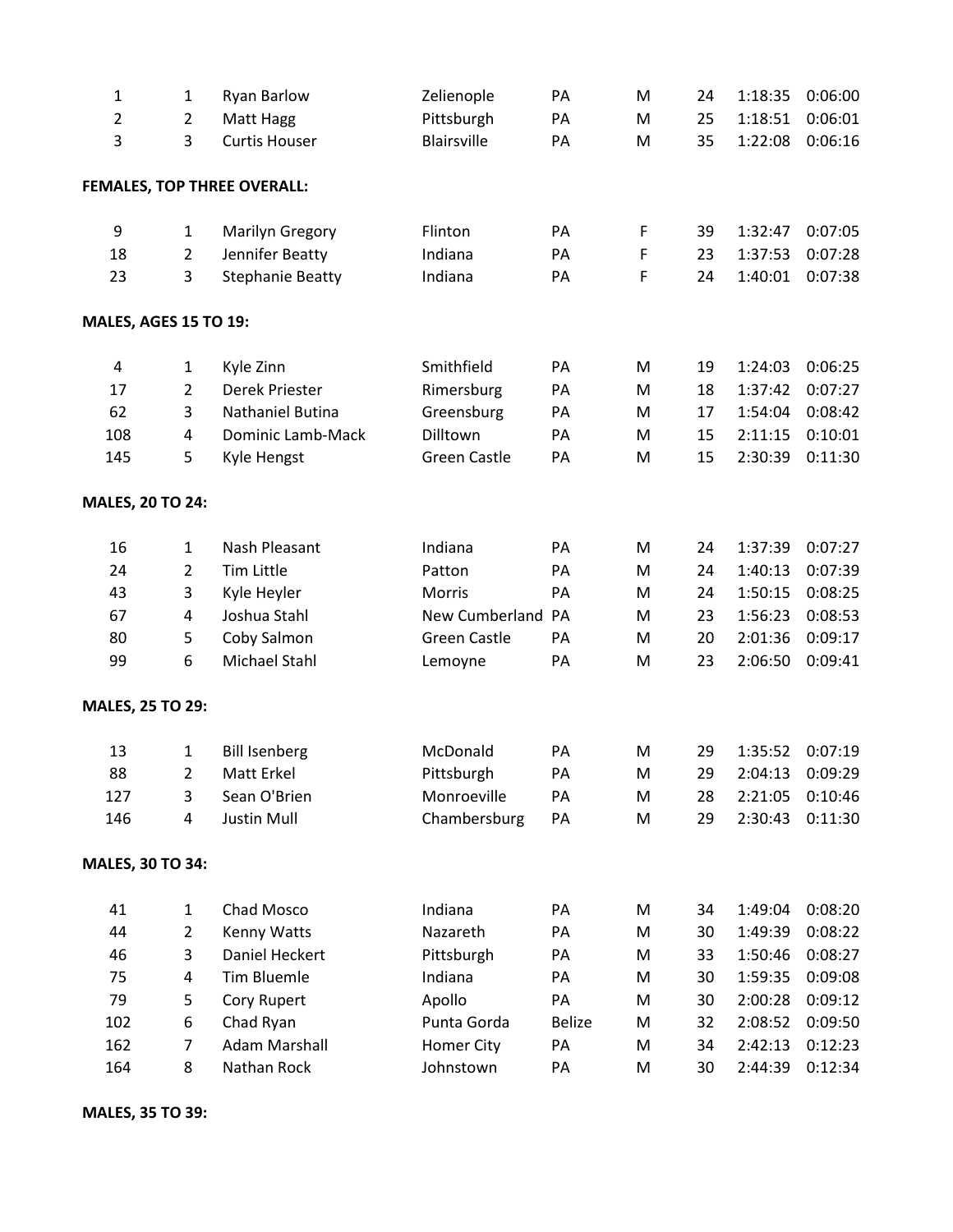| | | | | | | | | |
|---|---|---|---|---|---|---|---|---|
| 1 | 1 | Ryan Barlow | Zelienople | PA | M | 24 | 1:18:35 | 0:06:00 |
| 2 | 2 | Matt Hagg | Pittsburgh | PA | M | 25 | 1:18:51 | 0:06:01 |
| 3 | 3 | Curtis Houser | Blairsville | PA | M | 35 | 1:22:08 | 0:06:16 |

**FEMALES, TOP THREE OVERALL:**

| | | | | | | | | |
|---|---|---|---|---|---|---|---|---|
| 9 | 1 | Marilyn Gregory | Flinton | PA | F | 39 | 1:32:47 | 0:07:05 |
| 18 | 2 | Jennifer Beatty | Indiana | PA | F | 23 | 1:37:53 | 0:07:28 |
| 23 | 3 | Stephanie Beatty | Indiana | PA | F | 24 | 1:40:01 | 0:07:38 |

**MALES, AGES 15 TO 19:**

| | | | | | | | | |
|---|---|---|---|---|---|---|---|---|
| 4 | 1 | Kyle Zinn | Smithfield | PA | M | 19 | 1:24:03 | 0:06:25 |
| 17 | 2 | Derek Priester | Rimersburg | PA | M | 18 | 1:37:42 | 0:07:27 |
| 62 | 3 | Nathaniel Butina | Greensburg | PA | M | 17 | 1:54:04 | 0:08:42 |
| 108 | 4 | Dominic Lamb-Mack | Dilltown | PA | M | 15 | 2:11:15 | 0:10:01 |
| 145 | 5 | Kyle Hengst | Green Castle | PA | M | 15 | 2:30:39 | 0:11:30 |

**MALES, 20 TO 24:**

| | | | | | | | | |
|---|---|---|---|---|---|---|---|---|
| 16 | 1 | Nash Pleasant | Indiana | PA | M | 24 | 1:37:39 | 0:07:27 |
| 24 | 2 | Tim Little | Patton | PA | M | 24 | 1:40:13 | 0:07:39 |
| 43 | 3 | Kyle Heyler | Morris | PA | M | 24 | 1:50:15 | 0:08:25 |
| 67 | 4 | Joshua Stahl | New Cumberland | PA | M | 23 | 1:56:23 | 0:08:53 |
| 80 | 5 | Coby Salmon | Green Castle | PA | M | 20 | 2:01:36 | 0:09:17 |
| 99 | 6 | Michael Stahl | Lemoyne | PA | M | 23 | 2:06:50 | 0:09:41 |

**MALES, 25 TO 29:**

| | | | | | | | | |
|---|---|---|---|---|---|---|---|---|
| 13 | 1 | Bill Isenberg | McDonald | PA | M | 29 | 1:35:52 | 0:07:19 |
| 88 | 2 | Matt Erkel | Pittsburgh | PA | M | 29 | 2:04:13 | 0:09:29 |
| 127 | 3 | Sean O'Brien | Monroeville | PA | M | 28 | 2:21:05 | 0:10:46 |
| 146 | 4 | Justin Mull | Chambersburg | PA | M | 29 | 2:30:43 | 0:11:30 |

**MALES, 30 TO 34:**

| | | | | | | | | |
|---|---|---|---|---|---|---|---|---|
| 41 | 1 | Chad Mosco | Indiana | PA | M | 34 | 1:49:04 | 0:08:20 |
| 44 | 2 | Kenny Watts | Nazareth | PA | M | 30 | 1:49:39 | 0:08:22 |
| 46 | 3 | Daniel Heckert | Pittsburgh | PA | M | 33 | 1:50:46 | 0:08:27 |
| 75 | 4 | Tim Bluemle | Indiana | PA | M | 30 | 1:59:35 | 0:09:08 |
| 79 | 5 | Cory Rupert | Apollo | PA | M | 30 | 2:00:28 | 0:09:12 |
| 102 | 6 | Chad Ryan | Punta Gorda | Belize | M | 32 | 2:08:52 | 0:09:50 |
| 162 | 7 | Adam Marshall | Homer City | PA | M | 34 | 2:42:13 | 0:12:23 |
| 164 | 8 | Nathan Rock | Johnstown | PA | M | 30 | 2:44:39 | 0:12:34 |

**MALES, 35 TO 39:**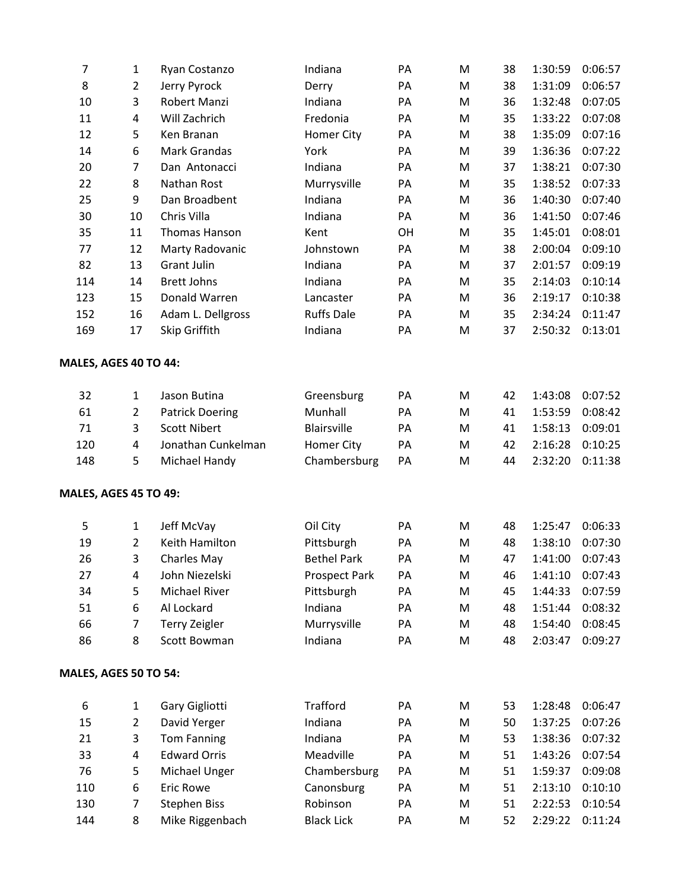| | | | | | | | | |
|---|---|---|---|---|---|---|---|---|
| 7 | 1 | Ryan Costanzo | Indiana | PA | M | 38 | 1:30:59 | 0:06:57 |
| 8 | 2 | Jerry Pyrock | Derry | PA | M | 38 | 1:31:09 | 0:06:57 |
| 10 | 3 | Robert Manzi | Indiana | PA | M | 36 | 1:32:48 | 0:07:05 |
| 11 | 4 | Will Zachrich | Fredonia | PA | M | 35 | 1:33:22 | 0:07:08 |
| 12 | 5 | Ken Branan | Homer City | PA | M | 38 | 1:35:09 | 0:07:16 |
| 14 | 6 | Mark Grandas | York | PA | M | 39 | 1:36:36 | 0:07:22 |
| 20 | 7 | Dan Antonacci | Indiana | PA | M | 37 | 1:38:21 | 0:07:30 |
| 22 | 8 | Nathan Rost | Murrysville | PA | M | 35 | 1:38:52 | 0:07:33 |
| 25 | 9 | Dan Broadbent | Indiana | PA | M | 36 | 1:40:30 | 0:07:40 |
| 30 | 10 | Chris Villa | Indiana | PA | M | 36 | 1:41:50 | 0:07:46 |
| 35 | 11 | Thomas Hanson | Kent | OH | M | 35 | 1:45:01 | 0:08:01 |
| 77 | 12 | Marty Radovanic | Johnstown | PA | M | 38 | 2:00:04 | 0:09:10 |
| 82 | 13 | Grant Julin | Indiana | PA | M | 37 | 2:01:57 | 0:09:19 |
| 114 | 14 | Brett Johns | Indiana | PA | M | 35 | 2:14:03 | 0:10:14 |
| 123 | 15 | Donald Warren | Lancaster | PA | M | 36 | 2:19:17 | 0:10:38 |
| 152 | 16 | Adam L. Dellgross | Ruffs Dale | PA | M | 35 | 2:34:24 | 0:11:47 |
| 169 | 17 | Skip Griffith | Indiana | PA | M | 37 | 2:50:32 | 0:13:01 |

**MALES, AGES 40 TO 44:**

| | | | | | | | | |
|---|---|---|---|---|---|---|---|---|
| 32 | 1 | Jason Butina | Greensburg | PA | M | 42 | 1:43:08 | 0:07:52 |
| 61 | 2 | Patrick Doering | Munhall | PA | M | 41 | 1:53:59 | 0:08:42 |
| 71 | 3 | Scott Nibert | Blairsville | PA | M | 41 | 1:58:13 | 0:09:01 |
| 120 | 4 | Jonathan Cunkelman | Homer City | PA | M | 42 | 2:16:28 | 0:10:25 |
| 148 | 5 | Michael Handy | Chambersburg | PA | M | 44 | 2:32:20 | 0:11:38 |

**MALES, AGES 45 TO 49:**

| | | | | | | | | |
|---|---|---|---|---|---|---|---|---|
| 5 | 1 | Jeff McVay | Oil City | PA | M | 48 | 1:25:47 | 0:06:33 |
| 19 | 2 | Keith Hamilton | Pittsburgh | PA | M | 48 | 1:38:10 | 0:07:30 |
| 26 | 3 | Charles May | Bethel Park | PA | M | 47 | 1:41:00 | 0:07:43 |
| 27 | 4 | John Niezelski | Prospect Park | PA | M | 46 | 1:41:10 | 0:07:43 |
| 34 | 5 | Michael River | Pittsburgh | PA | M | 45 | 1:44:33 | 0:07:59 |
| 51 | 6 | Al Lockard | Indiana | PA | M | 48 | 1:51:44 | 0:08:32 |
| 66 | 7 | Terry Zeigler | Murrysville | PA | M | 48 | 1:54:40 | 0:08:45 |
| 86 | 8 | Scott Bowman | Indiana | PA | M | 48 | 2:03:47 | 0:09:27 |

**MALES, AGES 50 TO 54:**

| | | | | | | | | |
|---|---|---|---|---|---|---|---|---|
| 6 | 1 | Gary Gigliotti | Trafford | PA | M | 53 | 1:28:48 | 0:06:47 |
| 15 | 2 | David Yerger | Indiana | PA | M | 50 | 1:37:25 | 0:07:26 |
| 21 | 3 | Tom Fanning | Indiana | PA | M | 53 | 1:38:36 | 0:07:32 |
| 33 | 4 | Edward Orris | Meadville | PA | M | 51 | 1:43:26 | 0:07:54 |
| 76 | 5 | Michael Unger | Chambersburg | PA | M | 51 | 1:59:37 | 0:09:08 |
| 110 | 6 | Eric Rowe | Canonsburg | PA | M | 51 | 2:13:10 | 0:10:10 |
| 130 | 7 | Stephen Biss | Robinson | PA | M | 51 | 2:22:53 | 0:10:54 |
| 144 | 8 | Mike Riggenbach | Black Lick | PA | M | 52 | 2:29:22 | 0:11:24 |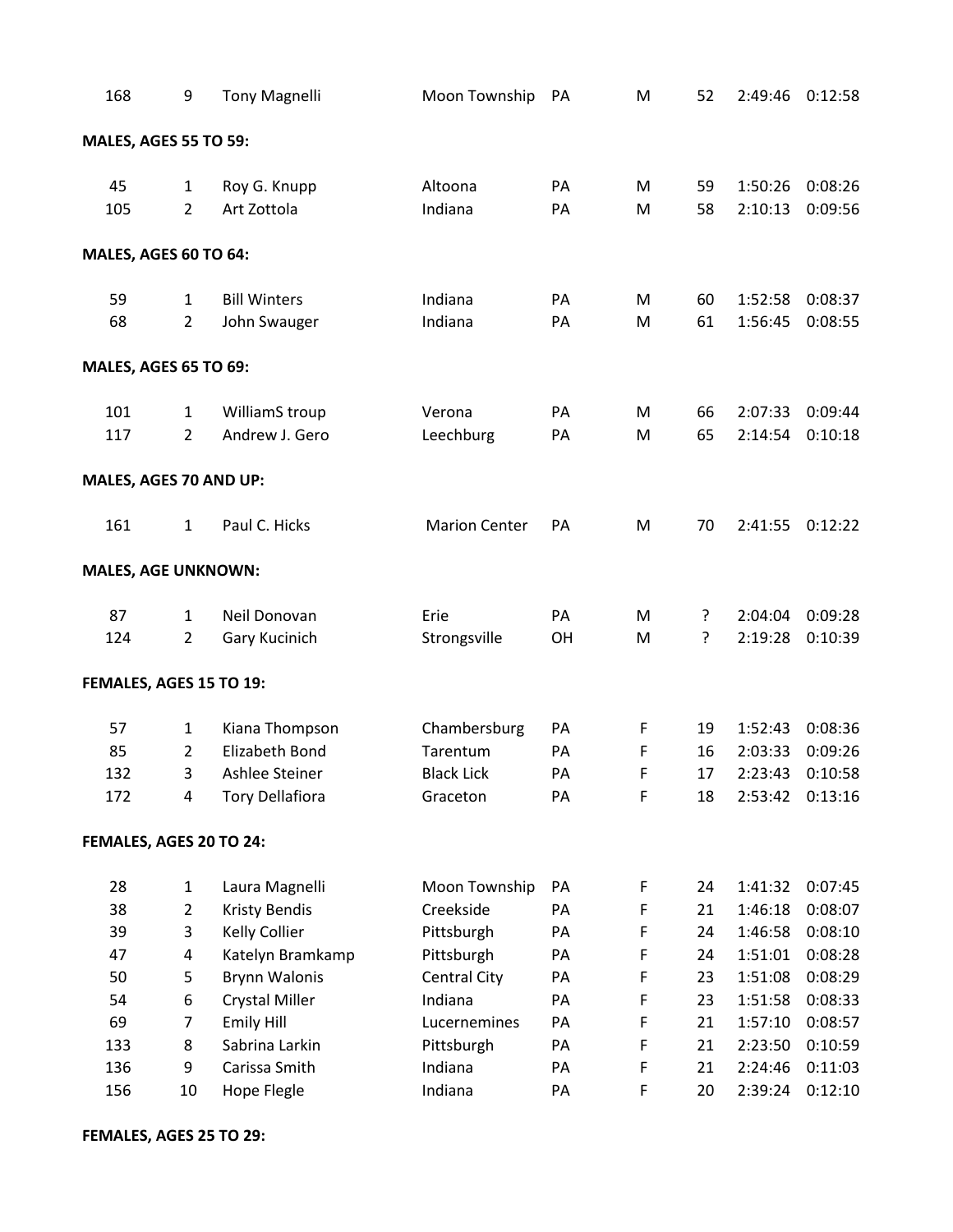| 168 | 9 | Tony Magnelli | Moon Township | PA | M | 52 | 2:49:46 | 0:12:58 |
|---|---|---|---|---|---|---|---|---|

**MALES, AGES 55 TO 59:**

| | | | | | | | | |
|---|---|---|---|---|---|---|---|---|
| 45 | 1 | Roy G. Knupp | Altoona | PA | M | 59 | 1:50:26 | 0:08:26 |
| 105 | 2 | Art Zottola | Indiana | PA | M | 58 | 2:10:13 | 0:09:56 |

**MALES, AGES 60 TO 64:**

| | | | | | | | | |
|---|---|---|---|---|---|---|---|---|
| 59 | 1 | Bill Winters | Indiana | PA | M | 60 | 1:52:58 | 0:08:37 |
| 68 | 2 | John Swauger | Indiana | PA | M | 61 | 1:56:45 | 0:08:55 |

**MALES, AGES 65 TO 69:**

| | | | | | | | | |
|---|---|---|---|---|---|---|---|---|
| 101 | 1 | WilliamS troup | Verona | PA | M | 66 | 2:07:33 | 0:09:44 |
| 117 | 2 | Andrew J. Gero | Leechburg | PA | M | 65 | 2:14:54 | 0:10:18 |

**MALES, AGES 70 AND UP:**

| | | | | | | | | |
|---|---|---|---|---|---|---|---|---|
| 161 | 1 | Paul C. Hicks | Marion Center | PA | M | 70 | 2:41:55 | 0:12:22 |

**MALES, AGE UNKNOWN:**

| | | | | | | | | |
|---|---|---|---|---|---|---|---|---|
| 87 | 1 | Neil Donovan | Erie | PA | M | ? | 2:04:04 | 0:09:28 |
| 124 | 2 | Gary Kucinich | Strongsville | OH | M | ? | 2:19:28 | 0:10:39 |

**FEMALES, AGES 15 TO 19:**

| | | | | | | | | |
|---|---|---|---|---|---|---|---|---|
| 57 | 1 | Kiana Thompson | Chambersburg | PA | F | 19 | 1:52:43 | 0:08:36 |
| 85 | 2 | Elizabeth Bond | Tarentum | PA | F | 16 | 2:03:33 | 0:09:26 |
| 132 | 3 | Ashlee Steiner | Black Lick | PA | F | 17 | 2:23:43 | 0:10:58 |
| 172 | 4 | Tory Dellafiora | Graceton | PA | F | 18 | 2:53:42 | 0:13:16 |

**FEMALES, AGES 20 TO 24:**

| | | | | | | | | |
|---|---|---|---|---|---|---|---|---|
| 28 | 1 | Laura Magnelli | Moon Township | PA | F | 24 | 1:41:32 | 0:07:45 |
| 38 | 2 | Kristy Bendis | Creekside | PA | F | 21 | 1:46:18 | 0:08:07 |
| 39 | 3 | Kelly Collier | Pittsburgh | PA | F | 24 | 1:46:58 | 0:08:10 |
| 47 | 4 | Katelyn Bramkamp | Pittsburgh | PA | F | 24 | 1:51:01 | 0:08:28 |
| 50 | 5 | Brynn Walonis | Central City | PA | F | 23 | 1:51:08 | 0:08:29 |
| 54 | 6 | Crystal Miller | Indiana | PA | F | 23 | 1:51:58 | 0:08:33 |
| 69 | 7 | Emily Hill | Lucernemines | PA | F | 21 | 1:57:10 | 0:08:57 |
| 133 | 8 | Sabrina Larkin | Pittsburgh | PA | F | 21 | 2:23:50 | 0:10:59 |
| 136 | 9 | Carissa Smith | Indiana | PA | F | 21 | 2:24:46 | 0:11:03 |
| 156 | 10 | Hope Flegle | Indiana | PA | F | 20 | 2:39:24 | 0:12:10 |

**FEMALES, AGES 25 TO 29:**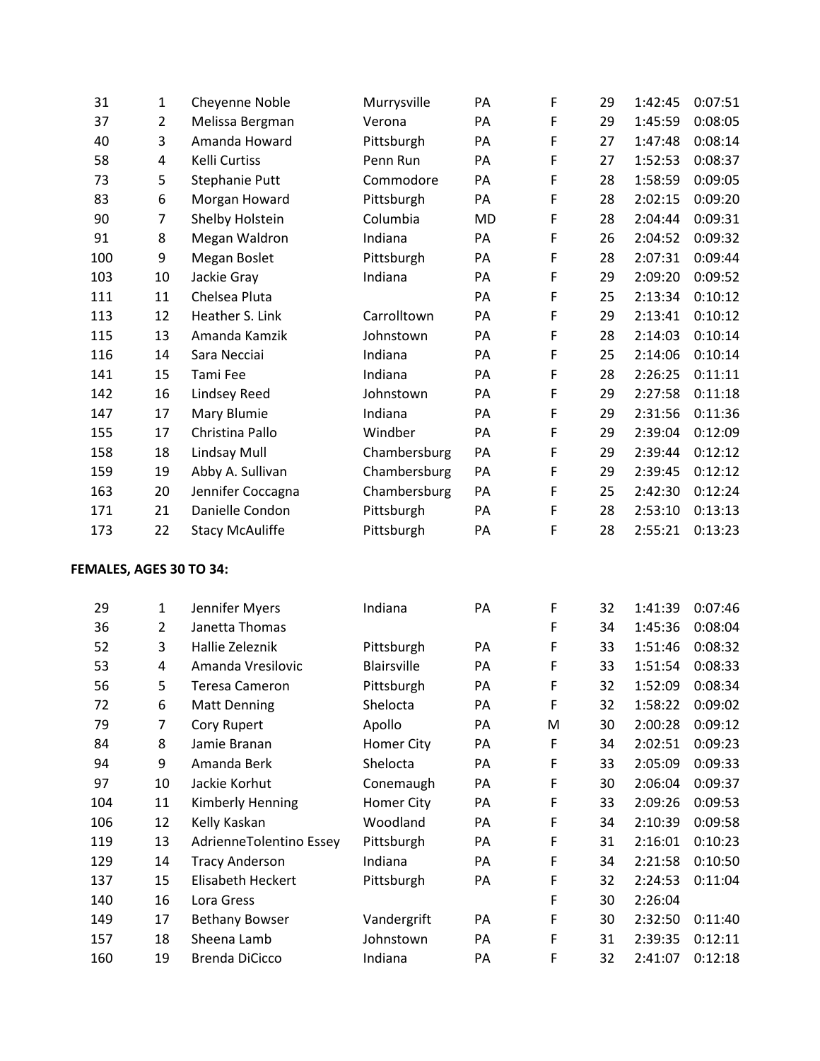| | | | | | | | | |
|---|---|---|---|---|---|---|---|---|
| 31 | 1 | Cheyenne Noble | Murrysville | PA | F | 29 | 1:42:45 | 0:07:51 |
| 37 | 2 | Melissa Bergman | Verona | PA | F | 29 | 1:45:59 | 0:08:05 |
| 40 | 3 | Amanda Howard | Pittsburgh | PA | F | 27 | 1:47:48 | 0:08:14 |
| 58 | 4 | Kelli Curtiss | Penn Run | PA | F | 27 | 1:52:53 | 0:08:37 |
| 73 | 5 | Stephanie Putt | Commodore | PA | F | 28 | 1:58:59 | 0:09:05 |
| 83 | 6 | Morgan Howard | Pittsburgh | PA | F | 28 | 2:02:15 | 0:09:20 |
| 90 | 7 | Shelby Holstein | Columbia | MD | F | 28 | 2:04:44 | 0:09:31 |
| 91 | 8 | Megan Waldron | Indiana | PA | F | 26 | 2:04:52 | 0:09:32 |
| 100 | 9 | Megan Boslet | Pittsburgh | PA | F | 28 | 2:07:31 | 0:09:44 |
| 103 | 10 | Jackie Gray | Indiana | PA | F | 29 | 2:09:20 | 0:09:52 |
| 111 | 11 | Chelsea Pluta | | PA | F | 25 | 2:13:34 | 0:10:12 |
| 113 | 12 | Heather S. Link | Carrolltown | PA | F | 29 | 2:13:41 | 0:10:12 |
| 115 | 13 | Amanda Kamzik | Johnstown | PA | F | 28 | 2:14:03 | 0:10:14 |
| 116 | 14 | Sara Necciai | Indiana | PA | F | 25 | 2:14:06 | 0:10:14 |
| 141 | 15 | Tami Fee | Indiana | PA | F | 28 | 2:26:25 | 0:11:11 |
| 142 | 16 | Lindsey Reed | Johnstown | PA | F | 29 | 2:27:58 | 0:11:18 |
| 147 | 17 | Mary Blumie | Indiana | PA | F | 29 | 2:31:56 | 0:11:36 |
| 155 | 17 | Christina Pallo | Windber | PA | F | 29 | 2:39:04 | 0:12:09 |
| 158 | 18 | Lindsay Mull | Chambersburg | PA | F | 29 | 2:39:44 | 0:12:12 |
| 159 | 19 | Abby A. Sullivan | Chambersburg | PA | F | 29 | 2:39:45 | 0:12:12 |
| 163 | 20 | Jennifer Coccagna | Chambersburg | PA | F | 25 | 2:42:30 | 0:12:24 |
| 171 | 21 | Danielle Condon | Pittsburgh | PA | F | 28 | 2:53:10 | 0:13:13 |
| 173 | 22 | Stacy McAuliffe | Pittsburgh | PA | F | 28 | 2:55:21 | 0:13:23 |

**FEMALES, AGES 30 TO 34:**

| | | | | | | | | |
|---|---|---|---|---|---|---|---|---|
| 29 | 1 | Jennifer Myers | Indiana | PA | F | 32 | 1:41:39 | 0:07:46 |
| 36 | 2 | Janetta Thomas | | | F | 34 | 1:45:36 | 0:08:04 |
| 52 | 3 | Hallie Zeleznik | Pittsburgh | PA | F | 33 | 1:51:46 | 0:08:32 |
| 53 | 4 | Amanda Vresilovic | Blairsville | PA | F | 33 | 1:51:54 | 0:08:33 |
| 56 | 5 | Teresa Cameron | Pittsburgh | PA | F | 32 | 1:52:09 | 0:08:34 |
| 72 | 6 | Matt Denning | Shelocta | PA | F | 32 | 1:58:22 | 0:09:02 |
| 79 | 7 | Cory Rupert | Apollo | PA | M | 30 | 2:00:28 | 0:09:12 |
| 84 | 8 | Jamie Branan | Homer City | PA | F | 34 | 2:02:51 | 0:09:23 |
| 94 | 9 | Amanda Berk | Shelocta | PA | F | 33 | 2:05:09 | 0:09:33 |
| 97 | 10 | Jackie Korhut | Conemaugh | PA | F | 30 | 2:06:04 | 0:09:37 |
| 104 | 11 | Kimberly Henning | Homer City | PA | F | 33 | 2:09:26 | 0:09:53 |
| 106 | 12 | Kelly Kaskan | Woodland | PA | F | 34 | 2:10:39 | 0:09:58 |
| 119 | 13 | AdrienneTolentino Essey | Pittsburgh | PA | F | 31 | 2:16:01 | 0:10:23 |
| 129 | 14 | Tracy Anderson | Indiana | PA | F | 34 | 2:21:58 | 0:10:50 |
| 137 | 15 | Elisabeth Heckert | Pittsburgh | PA | F | 32 | 2:24:53 | 0:11:04 |
| 140 | 16 | Lora Gress | | | F | 30 | 2:26:04 | |
| 149 | 17 | Bethany Bowser | Vandergrift | PA | F | 30 | 2:32:50 | 0:11:40 |
| 157 | 18 | Sheena Lamb | Johnstown | PA | F | 31 | 2:39:35 | 0:12:11 |
| 160 | 19 | Brenda DiCicco | Indiana | PA | F | 32 | 2:41:07 | 0:12:18 |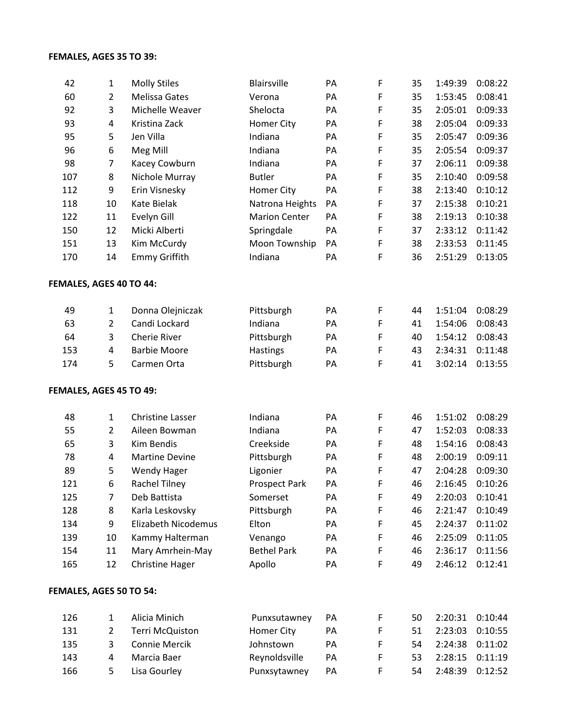**FEMALES, AGES 35 TO 39:**

| | | | | | | | | |
|---|---|---|---|---|---|---|---|---|
| 42 | 1 | Molly Stiles | Blairsville | PA | F | 35 | 1:49:39 | 0:08:22 |
| 60 | 2 | Melissa Gates | Verona | PA | F | 35 | 1:53:45 | 0:08:41 |
| 92 | 3 | Michelle Weaver | Shelocta | PA | F | 35 | 2:05:01 | 0:09:33 |
| 93 | 4 | Kristina Zack | Homer City | PA | F | 38 | 2:05:04 | 0:09:33 |
| 95 | 5 | Jen Villa | Indiana | PA | F | 35 | 2:05:47 | 0:09:36 |
| 96 | 6 | Meg Mill | Indiana | PA | F | 35 | 2:05:54 | 0:09:37 |
| 98 | 7 | Kacey Cowburn | Indiana | PA | F | 37 | 2:06:11 | 0:09:38 |
| 107 | 8 | Nichole Murray | Butler | PA | F | 35 | 2:10:40 | 0:09:58 |
| 112 | 9 | Erin Visnesky | Homer City | PA | F | 38 | 2:13:40 | 0:10:12 |
| 118 | 10 | Kate Bielak | Natrona Heights | PA | F | 37 | 2:15:38 | 0:10:21 |
| 122 | 11 | Evelyn Gill | Marion Center | PA | F | 38 | 2:19:13 | 0:10:38 |
| 150 | 12 | Micki Alberti | Springdale | PA | F | 37 | 2:33:12 | 0:11:42 |
| 151 | 13 | Kim McCurdy | Moon Township | PA | F | 38 | 2:33:53 | 0:11:45 |
| 170 | 14 | Emmy Griffith | Indiana | PA | F | 36 | 2:51:29 | 0:13:05 |

**FEMALES, AGES 40 TO 44:**

| | | | | | | | | |
|---|---|---|---|---|---|---|---|---|
| 49 | 1 | Donna Olejniczak | Pittsburgh | PA | F | 44 | 1:51:04 | 0:08:29 |
| 63 | 2 | Candi Lockard | Indiana | PA | F | 41 | 1:54:06 | 0:08:43 |
| 64 | 3 | Cherie River | Pittsburgh | PA | F | 40 | 1:54:12 | 0:08:43 |
| 153 | 4 | Barbie Moore | Hastings | PA | F | 43 | 2:34:31 | 0:11:48 |
| 174 | 5 | Carmen Orta | Pittsburgh | PA | F | 41 | 3:02:14 | 0:13:55 |

**FEMALES, AGES 45 TO 49:**

| | | | | | | | | |
|---|---|---|---|---|---|---|---|---|
| 48 | 1 | Christine Lasser | Indiana | PA | F | 46 | 1:51:02 | 0:08:29 |
| 55 | 2 | Aileen Bowman | Indiana | PA | F | 47 | 1:52:03 | 0:08:33 |
| 65 | 3 | Kim Bendis | Creekside | PA | F | 48 | 1:54:16 | 0:08:43 |
| 78 | 4 | Martine Devine | Pittsburgh | PA | F | 48 | 2:00:19 | 0:09:11 |
| 89 | 5 | Wendy Hager | Ligonier | PA | F | 47 | 2:04:28 | 0:09:30 |
| 121 | 6 | Rachel Tilney | Prospect Park | PA | F | 46 | 2:16:45 | 0:10:26 |
| 125 | 7 | Deb Battista | Somerset | PA | F | 49 | 2:20:03 | 0:10:41 |
| 128 | 8 | Karla Leskovsky | Pittsburgh | PA | F | 46 | 2:21:47 | 0:10:49 |
| 134 | 9 | Elizabeth Nicodemus | Elton | PA | F | 45 | 2:24:37 | 0:11:02 |
| 139 | 10 | Kammy Halterman | Venango | PA | F | 46 | 2:25:09 | 0:11:05 |
| 154 | 11 | Mary Amrhein-May | Bethel Park | PA | F | 46 | 2:36:17 | 0:11:56 |
| 165 | 12 | Christine Hager | Apollo | PA | F | 49 | 2:46:12 | 0:12:41 |

**FEMALES, AGES 50 TO 54:**

| | | | | | | | | |
|---|---|---|---|---|---|---|---|---|
| 126 | 1 | Alicia Minich | Punxsutawney | PA | F | 50 | 2:20:31 | 0:10:44 |
| 131 | 2 | Terri McQuiston | Homer City | PA | F | 51 | 2:23:03 | 0:10:55 |
| 135 | 3 | Connie Mercik | Johnstown | PA | F | 54 | 2:24:38 | 0:11:02 |
| 143 | 4 | Marcia Baer | Reynoldsville | PA | F | 53 | 2:28:15 | 0:11:19 |
| 166 | 5 | Lisa Gourley | Punxsytawney | PA | F | 54 | 2:48:39 | 0:12:52 |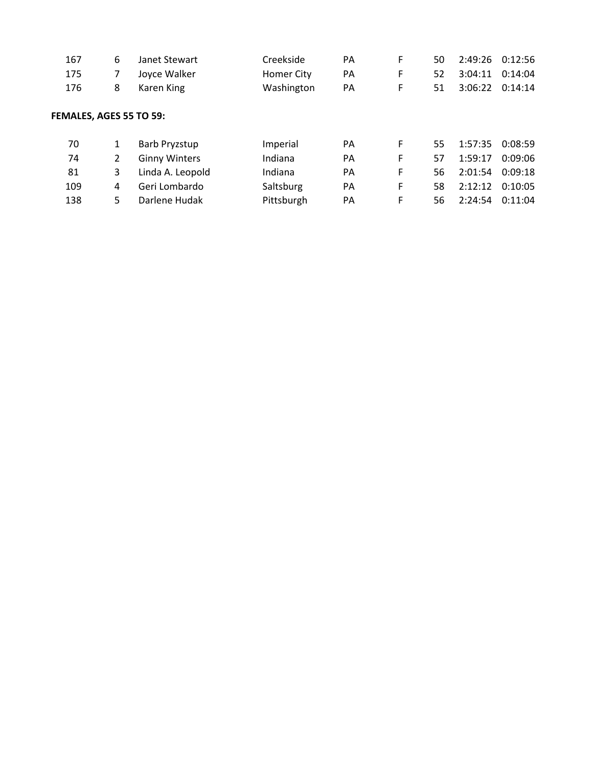| | | | | | | | | |
|---|---|---|---|---|---|---|---|---|
| 167 | 6 | Janet Stewart | Creekside | PA | F | 50 | 2:49:26 | 0:12:56 |
| 175 | 7 | Joyce Walker | Homer City | PA | F | 52 | 3:04:11 | 0:14:04 |
| 176 | 8 | Karen King | Washington | PA | F | 51 | 3:06:22 | 0:14:14 |

**FEMALES, AGES 55 TO 59:**

| | | | | | | | | |
|---|---|---|---|---|---|---|---|---|
| 70 | 1 | Barb Pryzstup | Imperial | PA | F | 55 | 1:57:35 | 0:08:59 |
| 74 | 2 | Ginny Winters | Indiana | PA | F | 57 | 1:59:17 | 0:09:06 |
| 81 | 3 | Linda A. Leopold | Indiana | PA | F | 56 | 2:01:54 | 0:09:18 |
| 109 | 4 | Geri Lombardo | Saltsburg | PA | F | 58 | 2:12:12 | 0:10:05 |
| 138 | 5 | Darlene Hudak | Pittsburgh | PA | F | 56 | 2:24:54 | 0:11:04 |